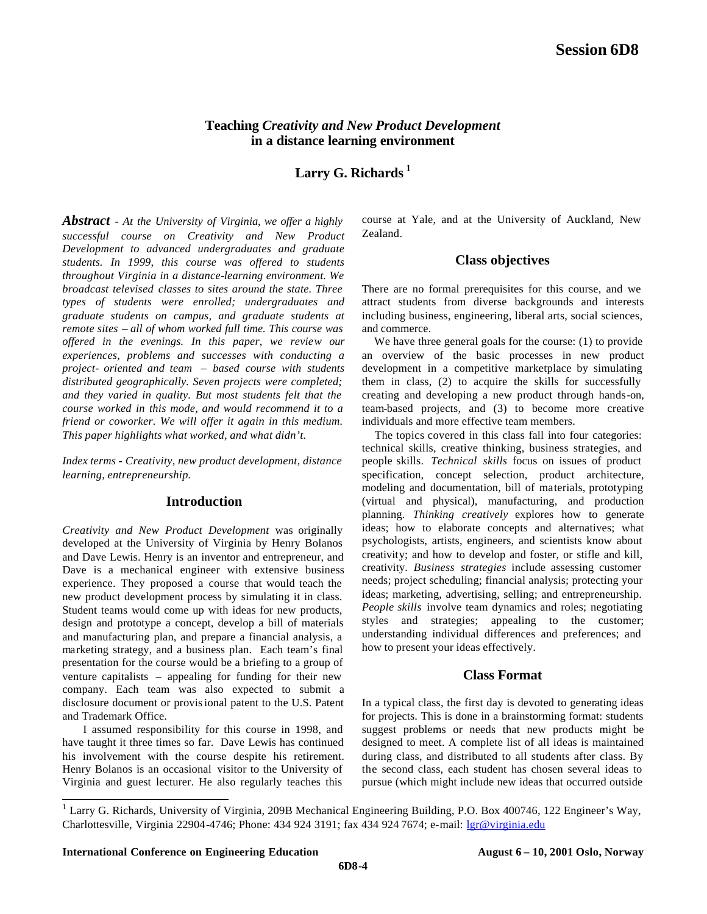# Teaching *Creativity and New Product Development* in a distance learning environment

**Larry G. Richards** [1]

***Abstract*** *- At the University of Virginia, we offer a highly successful course on Creativity and New Product Development to advanced undergraduates and graduate students. In 1999, this course was offered to students throughout Virginia in a distance-learning environment. We broadcast televised classes to sites around the state. Three types of students were enrolled; undergraduates and graduate students on campus, and graduate students at remote sites – all of whom worked full time. This course was offered in the evenings. In this paper, we review our experiences, problems and successes with conducting a project- oriented and team – based course with students distributed geographically. Seven projects were completed; and they varied in quality. But most students felt that the course worked in this mode, and would recommend it to a friend or coworker. We will offer it again in this medium. This paper highlights what worked, and what didn't.*

*Index terms - Creativity, new product development, distance learning, entrepreneurship.*

## Introduction

*Creativity and New Product Development* was originally developed at the University of Virginia by Henry Bolanos and Dave Lewis. Henry is an inventor and entrepreneur, and Dave is a mechanical engineer with extensive business experience. They proposed a course that would teach the new product development process by simulating it in class. Student teams would come up with ideas for new products, design and prototype a concept, develop a bill of materials and manufacturing plan, and prepare a financial analysis, a marketing strategy, and a business plan. Each team's final presentation for the course would be a briefing to a group of venture capitalists – appealing for funding for their new company. Each team was also expected to submit a disclosure document or provisional patent to the U.S. Patent and Trademark Office.

I assumed responsibility for this course in 1998, and have taught it three times so far. Dave Lewis has continued his involvement with the course despite his retirement. Henry Bolanos is an occasional visitor to the University of Virginia and guest lecturer. He also regularly teaches this course at Yale, and at the University of Auckland, New Zealand.

## Class objectives

There are no formal prerequisites for this course, and we attract students from diverse backgrounds and interests including business, engineering, liberal arts, social sciences, and commerce.

We have three general goals for the course: (1) to provide an overview of the basic processes in new product development in a competitive marketplace by simulating them in class, (2) to acquire the skills for successfully creating and developing a new product through hands-on, team-based projects, and (3) to become more creative individuals and more effective team members.

The topics covered in this class fall into four categories: technical skills, creative thinking, business strategies, and people skills. *Technical skills* focus on issues of product specification, concept selection, product architecture, modeling and documentation, bill of materials, prototyping (virtual and physical), manufacturing, and production planning. *Thinking creatively* explores how to generate ideas; how to elaborate concepts and alternatives; what psychologists, artists, engineers, and scientists know about creativity; and how to develop and foster, or stifle and kill, creativity. *Business strategies* include assessing customer needs; project scheduling; financial analysis; protecting your ideas; marketing, advertising, selling; and entrepreneurship. *People skills* involve team dynamics and roles; negotiating styles and strategies; appealing to the customer; understanding individual differences and preferences; and how to present your ideas effectively.

## Class Format

In a typical class, the first day is devoted to generating ideas for projects. This is done in a brainstorming format: students suggest problems or needs that new products might be designed to meet. A complete list of all ideas is maintained during class, and distributed to all students after class. By the second class, each student has chosen several ideas to pursue (which might include new ideas that occurred outside

---

[1] Larry G. Richards, University of Virginia, 209B Mechanical Engineering Building, P.O. Box 400746, 122 Engineer's Way, Charlottesville, Virginia 22904-4746; Phone: 434 924 3191; fax 434 924 7674; e-mail: lgr@virginia.edu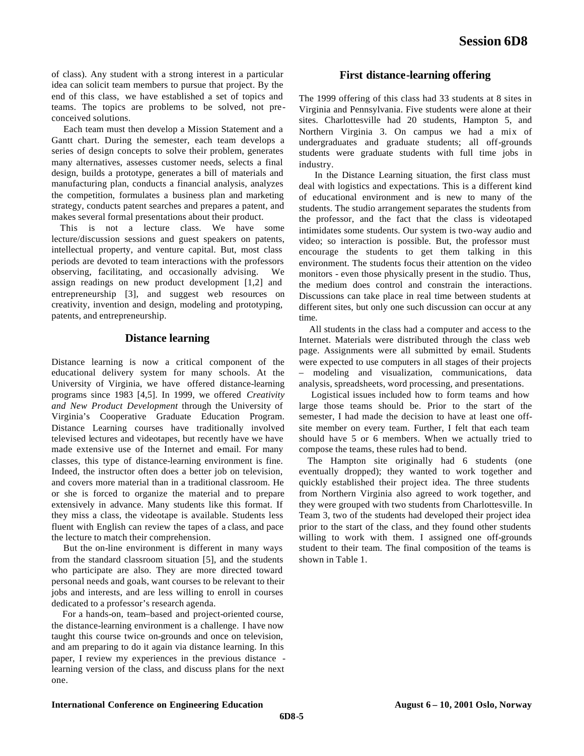of class). Any student with a strong interest in a particular idea can solicit team members to pursue that project. By the end of this class, we have established a set of topics and teams. The topics are problems to be solved, not preconceived solutions.

Each team must then develop a Mission Statement and a Gantt chart. During the semester, each team develops a series of design concepts to solve their problem, generates many alternatives, assesses customer needs, selects a final design, builds a prototype, generates a bill of materials and manufacturing plan, conducts a financial analysis, analyzes the competition, formulates a business plan and marketing strategy, conducts patent searches and prepares a patent, and makes several formal presentations about their product.

This is not a lecture class. We have some lecture/discussion sessions and guest speakers on patents, intellectual property, and venture capital. But, most class periods are devoted to team interactions with the professors observing, facilitating, and occasionally advising. We assign readings on new product development [1,2] and entrepreneurship [3], and suggest web resources on creativity, invention and design, modeling and prototyping, patents, and entrepreneurship.

## Distance learning

Distance learning is now a critical component of the educational delivery system for many schools. At the University of Virginia, we have offered distance-learning programs since 1983 [4,5]. In 1999, we offered *Creativity and New Product Development* through the University of Virginia's Cooperative Graduate Education Program. Distance Learning courses have traditionally involved televised lectures and videotapes, but recently have we have made extensive use of the Internet and e-mail. For many classes, this type of distance-learning environment is fine. Indeed, the instructor often does a better job on television, and covers more material than in a traditional classroom. He or she is forced to organize the material and to prepare extensively in advance. Many students like this format. If they miss a class, the videotape is available. Students less fluent with English can review the tapes of a class, and pace the lecture to match their comprehension.

But the on-line environment is different in many ways from the standard classroom situation [5], and the students who participate are also. They are more directed toward personal needs and goals, want courses to be relevant to their jobs and interests, and are less willing to enroll in courses dedicated to a professor's research agenda.

For a hands-on, team–based and project-oriented course, the distance-learning environment is a challenge. I have now taught this course twice on-grounds and once on television, and am preparing to do it again via distance learning. In this paper, I review my experiences in the previous distance - learning version of the class, and discuss plans for the next one.

## First distance-learning offering

The 1999 offering of this class had 33 students at 8 sites in Virginia and Pennsylvania. Five students were alone at their sites. Charlottesville had 20 students, Hampton 5, and Northern Virginia 3. On campus we had a mix of undergraduates and graduate students; all off-grounds students were graduate students with full time jobs in industry.

In the Distance Learning situation, the first class must deal with logistics and expectations. This is a different kind of educational environment and is new to many of the students. The studio arrangement separates the students from the professor, and the fact that the class is videotaped intimidates some students. Our system is two-way audio and video; so interaction is possible. But, the professor must encourage the students to get them talking in this environment. The students focus their attention on the video monitors - even those physically present in the studio. Thus, the medium does control and constrain the interactions. Discussions can take place in real time between students at different sites, but only one such discussion can occur at any time.

All students in the class had a computer and access to the Internet. Materials were distributed through the class web page. Assignments were all submitted by e-mail. Students were expected to use computers in all stages of their projects – modeling and visualization, communications, data analysis, spreadsheets, word processing, and presentations.

Logistical issues included how to form teams and how large those teams should be. Prior to the start of the semester, I had made the decision to have at least one off-site member on every team. Further, I felt that each team should have 5 or 6 members. When we actually tried to compose the teams, these rules had to bend.

The Hampton site originally had 6 students (one eventually dropped); they wanted to work together and quickly established their project idea. The three students from Northern Virginia also agreed to work together, and they were grouped with two students from Charlottesville. In Team 3, two of the students had developed their project idea prior to the start of the class, and they found other students willing to work with them. I assigned one off-grounds student to their team. The final composition of the teams is shown in Table 1.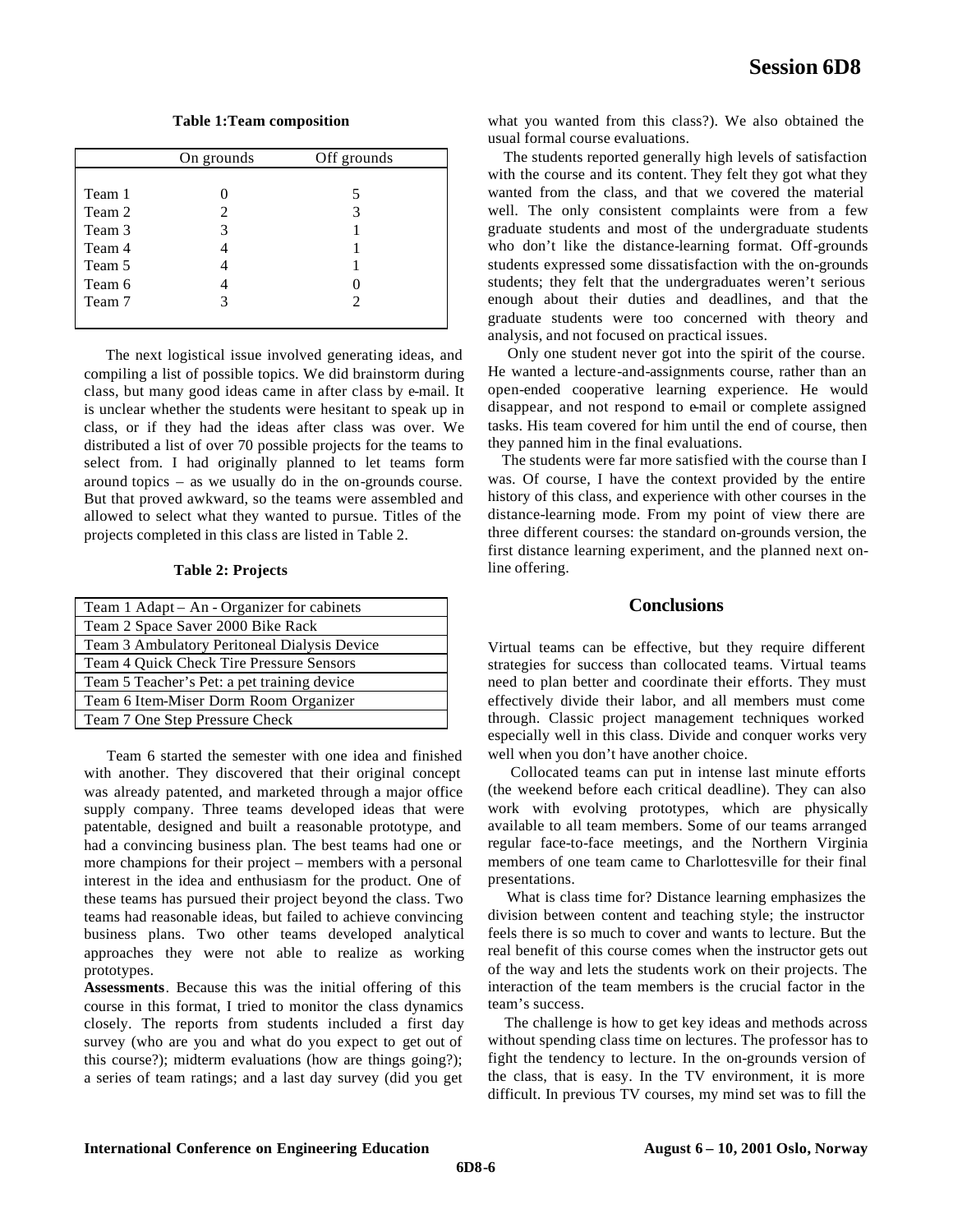**Table 1:Team composition**

| | On grounds | Off grounds |
|---|---|---|
| Team 1 | 0 | 5 |
| Team 2 | 2 | 3 |
| Team 3 | 3 | 1 |
| Team 4 | 4 | 1 |
| Team 5 | 4 | 1 |
| Team 6 | 4 | 0 |
| Team 7 | 3 | 2 |

The next logistical issue involved generating ideas, and compiling a list of possible topics. We did brainstorm during class, but many good ideas came in after class by e-mail. It is unclear whether the students were hesitant to speak up in class, or if they had the ideas after class was over. We distributed a list of over 70 possible projects for the teams to select from. I had originally planned to let teams form around topics – as we usually do in the on-grounds course. But that proved awkward, so the teams were assembled and allowed to select what they wanted to pursue. Titles of the projects completed in this class are listed in Table 2.

**Table 2: Projects**

| |
|---|
| Team 1 Adapt – An - Organizer for cabinets |
| Team 2 Space Saver 2000 Bike Rack |
| Team 3 Ambulatory Peritoneal Dialysis Device |
| Team 4 Quick Check Tire Pressure Sensors |
| Team 5 Teacher's Pet: a pet training device |
| Team 6 Item-Miser Dorm Room Organizer |
| Team 7 One Step Pressure Check |

Team 6 started the semester with one idea and finished with another. They discovered that their original concept was already patented, and marketed through a major office supply company. Three teams developed ideas that were patentable, designed and built a reasonable prototype, and had a convincing business plan. The best teams had one or more champions for their project – members with a personal interest in the idea and enthusiasm for the product. One of these teams has pursued their project beyond the class. Two teams had reasonable ideas, but failed to achieve convincing business plans. Two other teams developed analytical approaches they were not able to realize as working prototypes.

**Assessments**. Because this was the initial offering of this course in this format, I tried to monitor the class dynamics closely. The reports from students included a first day survey (who are you and what do you expect to get out of this course?); midterm evaluations (how are things going?); a series of team ratings; and a last day survey (did you get what you wanted from this class?). We also obtained the usual formal course evaluations.

The students reported generally high levels of satisfaction with the course and its content. They felt they got what they wanted from the class, and that we covered the material well. The only consistent complaints were from a few graduate students and most of the undergraduate students who don't like the distance-learning format. Off-grounds students expressed some dissatisfaction with the on-grounds students; they felt that the undergraduates weren't serious enough about their duties and deadlines, and that the graduate students were too concerned with theory and analysis, and not focused on practical issues.

Only one student never got into the spirit of the course. He wanted a lecture-and-assignments course, rather than an open-ended cooperative learning experience. He would disappear, and not respond to e-mail or complete assigned tasks. His team covered for him until the end of course, then they panned him in the final evaluations.

The students were far more satisfied with the course than I was. Of course, I have the context provided by the entire history of this class, and experience with other courses in the distance-learning mode. From my point of view there are three different courses: the standard on-grounds version, the first distance learning experiment, and the planned next on-line offering.

## Conclusions

Virtual teams can be effective, but they require different strategies for success than collocated teams. Virtual teams need to plan better and coordinate their efforts. They must effectively divide their labor, and all members must come through. Classic project management techniques worked especially well in this class. Divide and conquer works very well when you don't have another choice.

Collocated teams can put in intense last minute efforts (the weekend before each critical deadline). They can also work with evolving prototypes, which are physically available to all team members. Some of our teams arranged regular face-to-face meetings, and the Northern Virginia members of one team came to Charlottesville for their final presentations.

What is class time for? Distance learning emphasizes the division between content and teaching style; the instructor feels there is so much to cover and wants to lecture. But the real benefit of this course comes when the instructor gets out of the way and lets the students work on their projects. The interaction of the team members is the crucial factor in the team's success.

The challenge is how to get key ideas and methods across without spending class time on lectures. The professor has to fight the tendency to lecture. In the on-grounds version of the class, that is easy. In the TV environment, it is more difficult. In previous TV courses, my mind set was to fill the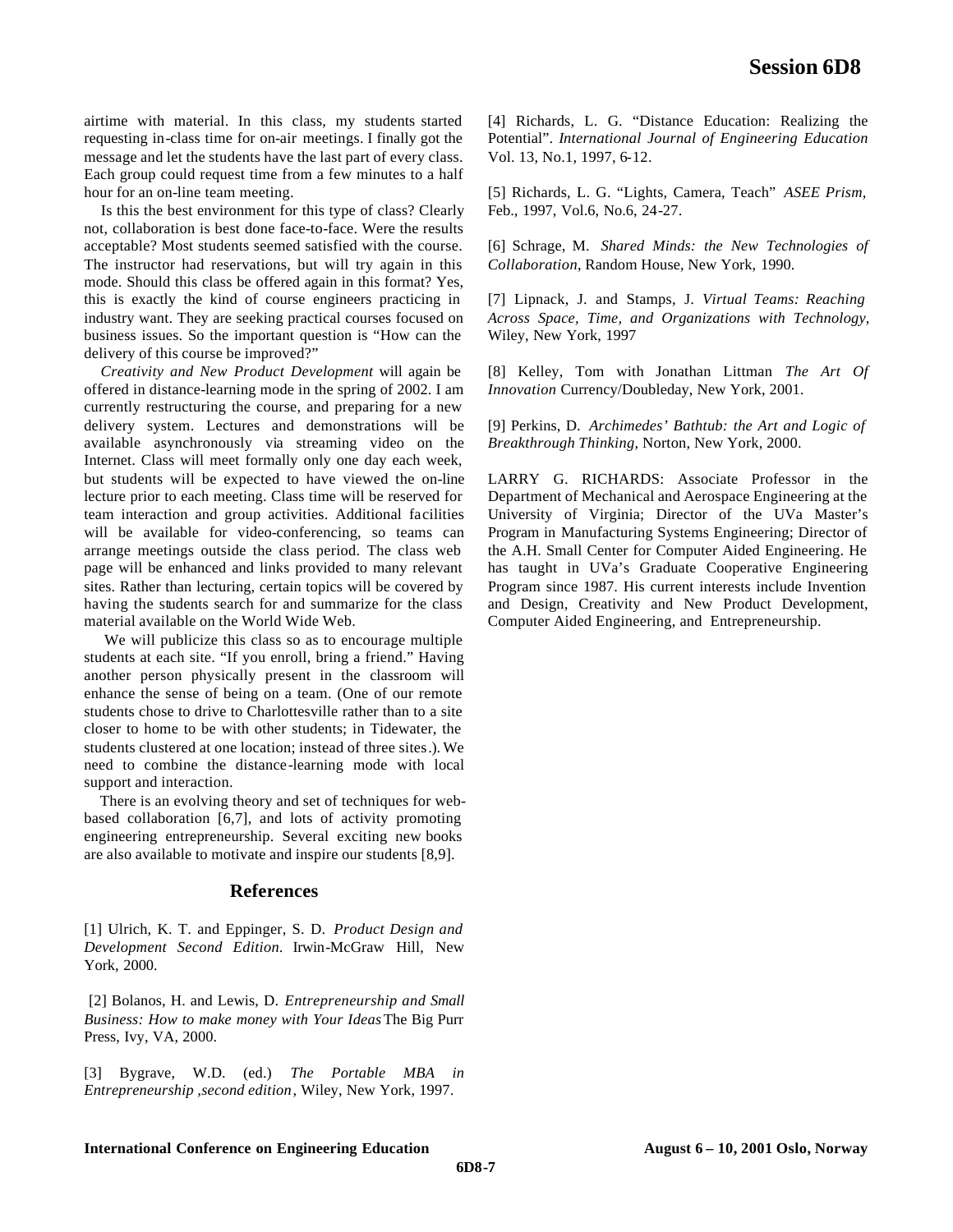airtime with material. In this class, my students started requesting in-class time for on-air meetings. I finally got the message and let the students have the last part of every class. Each group could request time from a few minutes to a half hour for an on-line team meeting.

Is this the best environment for this type of class? Clearly not, collaboration is best done face-to-face. Were the results acceptable? Most students seemed satisfied with the course. The instructor had reservations, but will try again in this mode. Should this class be offered again in this format? Yes, this is exactly the kind of course engineers practicing in industry want. They are seeking practical courses focused on business issues. So the important question is "How can the delivery of this course be improved?"

*Creativity and New Product Development* will again be offered in distance-learning mode in the spring of 2002. I am currently restructuring the course, and preparing for a new delivery system. Lectures and demonstrations will be available asynchronously via streaming video on the Internet. Class will meet formally only one day each week, but students will be expected to have viewed the on-line lecture prior to each meeting. Class time will be reserved for team interaction and group activities. Additional facilities will be available for video-conferencing, so teams can arrange meetings outside the class period. The class web page will be enhanced and links provided to many relevant sites. Rather than lecturing, certain topics will be covered by having the students search for and summarize for the class material available on the World Wide Web.

We will publicize this class so as to encourage multiple students at each site. "If you enroll, bring a friend." Having another person physically present in the classroom will enhance the sense of being on a team. (One of our remote students chose to drive to Charlottesville rather than to a site closer to home to be with other students; in Tidewater, the students clustered at one location; instead of three sites.). We need to combine the distance-learning mode with local support and interaction.

There is an evolving theory and set of techniques for web-based collaboration [6,7], and lots of activity promoting engineering entrepreneurship. Several exciting new books are also available to motivate and inspire our students [8,9].

## References

[1] Ulrich, K. T. and Eppinger, S. D. *Product Design and Development Second Edition.* Irwin-McGraw Hill, New York, 2000.

[2] Bolanos, H. and Lewis, D. *Entrepreneurship and Small Business: How to make money with Your Ideas* The Big Purr Press, Ivy, VA, 2000.

[3] Bygrave, W.D. (ed.) *The Portable MBA in Entrepreneurship ,second edition*, Wiley, New York, 1997.

[4] Richards, L. G. "Distance Education: Realizing the Potential". *International Journal of Engineering Education* Vol. 13, No.1, 1997, 6-12.

[5] Richards, L. G. "Lights, Camera, Teach" *ASEE Prism*, Feb., 1997, Vol.6, No.6, 24-27.

[6] Schrage, M. *Shared Minds: the New Technologies of Collaboration*, Random House, New York, 1990.

[7] Lipnack, J. and Stamps, J. *Virtual Teams: Reaching Across Space, Time, and Organizations with Technology*, Wiley, New York, 1997

[8] Kelley, Tom with Jonathan Littman *The Art Of Innovation* Currency/Doubleday, New York, 2001.

[9] Perkins, D. *Archimedes' Bathtub: the Art and Logic of Breakthrough Thinking*, Norton, New York, 2000.

LARRY G. RICHARDS: Associate Professor in the Department of Mechanical and Aerospace Engineering at the University of Virginia; Director of the UVa Master's Program in Manufacturing Systems Engineering; Director of the A.H. Small Center for Computer Aided Engineering. He has taught in UVa's Graduate Cooperative Engineering Program since 1987. His current interests include Invention and Design, Creativity and New Product Development, Computer Aided Engineering, and Entrepreneurship.